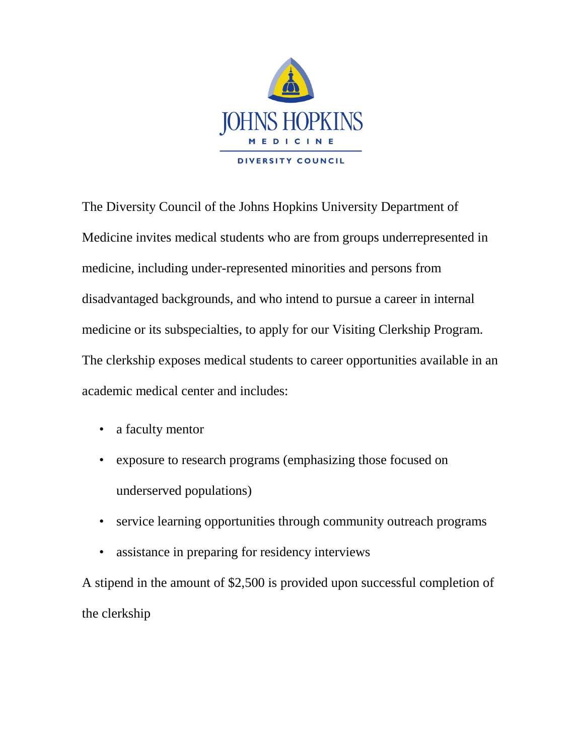JOHNS HOPKINS

MEDICINE

DIVERSITY COUNCIL

The Diversity Council of the Johns Hopkins University Department of Medicine invites medical students who are from groups underrepresented in medicine, including under-represented minorities and persons from disadvantaged backgrounds, and who intend to pursue a career in internal medicine or its subspecialties, to apply for our Visiting Clerkship Program. The clerkship exposes medical students to career opportunities available in an academic medical center and includes:

- a faculty mentor
- exposure to research programs (emphasizing those focused on underserved populations)
- service learning opportunities through community outreach programs
- assistance in preparing for residency interviews

A stipend in the amount of $2,500 is provided upon successful completion of the clerkship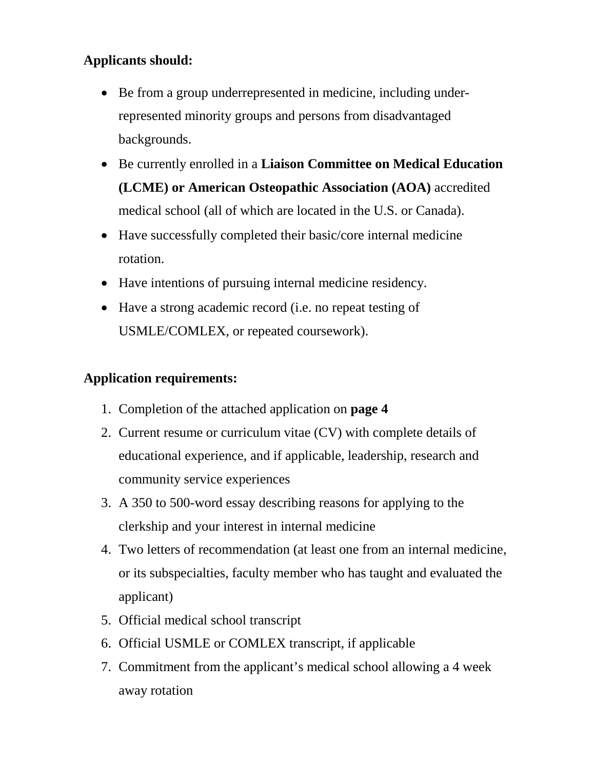**Applicants should:**

- Be from a group underrepresented in medicine, including under-represented minority groups and persons from disadvantaged backgrounds.
- Be currently enrolled in a **Liaison Committee on Medical Education (LCME) or American Osteopathic Association (AOA)** accredited medical school (all of which are located in the U.S. or Canada).
- Have successfully completed their basic/core internal medicine rotation.
- Have intentions of pursuing internal medicine residency.
- Have a strong academic record (i.e. no repeat testing of USMLE/COMLEX, or repeated coursework).

**Application requirements:**

1. Completion of the attached application on **page 4**
2. Current resume or curriculum vitae (CV) with complete details of educational experience, and if applicable, leadership, research and community service experiences
3. A 350 to 500-word essay describing reasons for applying to the clerkship and your interest in internal medicine
4. Two letters of recommendation (at least one from an internal medicine, or its subspecialties, faculty member who has taught and evaluated the applicant)
5. Official medical school transcript
6. Official USMLE or COMLEX transcript, if applicable
7. Commitment from the applicant's medical school allowing a 4 week away rotation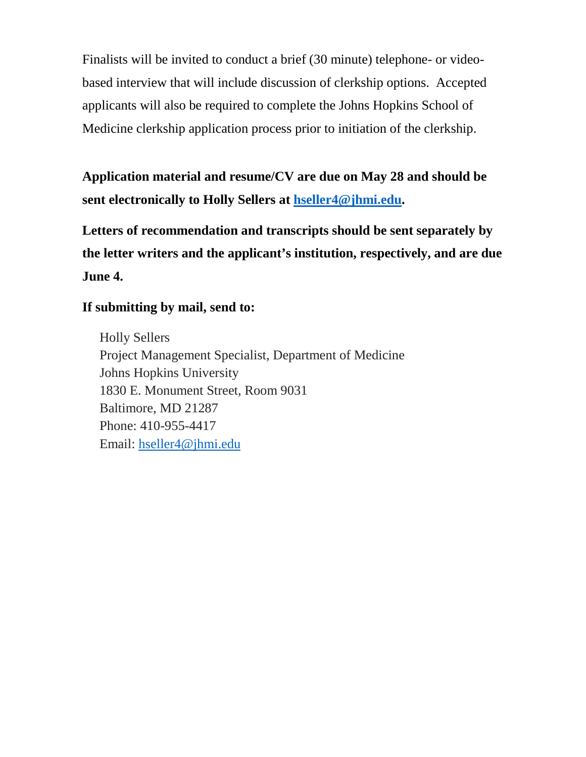Finalists will be invited to conduct a brief (30 minute) telephone- or video-based interview that will include discussion of clerkship options. Accepted applicants will also be required to complete the Johns Hopkins School of Medicine clerkship application process prior to initiation of the clerkship.

**Application material and resume/CV are due on May 28 and should be sent electronically to Holly Sellers at hseller4@jhmi.edu.**

**Letters of recommendation and transcripts should be sent separately by the letter writers and the applicant's institution, respectively, and are due June 4.**

**If submitting by mail, send to:**

Holly Sellers
Project Management Specialist, Department of Medicine
Johns Hopkins University
1830 E. Monument Street, Room 9031
Baltimore, MD 21287
Phone: 410-955-4417
Email: hseller4@jhmi.edu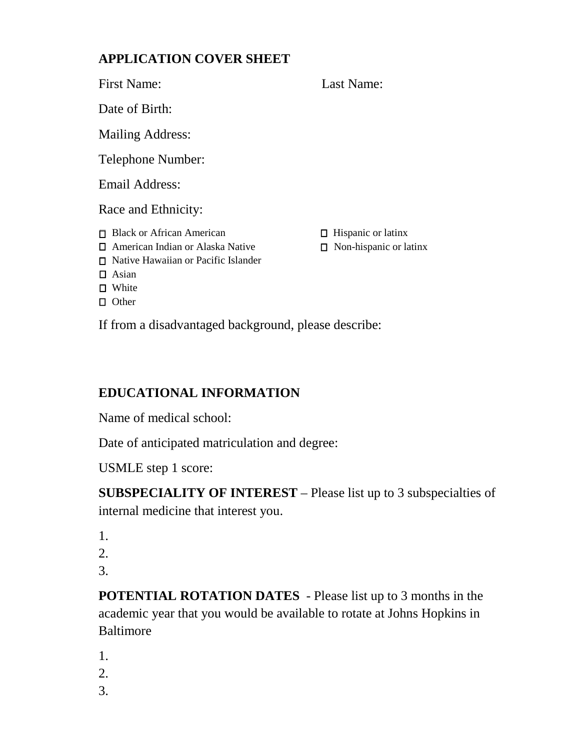## APPLICATION COVER SHEET

First Name: Last Name:

Date of Birth:

Mailing Address:

Telephone Number:

Email Address:

Race and Ethnicity:

- ☐ Black or African American
- ☐ American Indian or Alaska Native
- ☐ Native Hawaiian or Pacific Islander
- ☐ Asian
- ☐ White
- ☐ Other

- ☐ Hispanic or latinx
- ☐ Non-hispanic or latinx

If from a disadvantaged background, please describe:

## EDUCATIONAL INFORMATION

Name of medical school:

Date of anticipated matriculation and degree:

USMLE step 1 score:

**SUBSPECIALITY OF INTEREST** – Please list up to 3 subspecialties of internal medicine that interest you.

1.
2.
3.

**POTENTIAL ROTATION DATES** - Please list up to 3 months in the academic year that you would be available to rotate at Johns Hopkins in Baltimore

1.
2.
3.